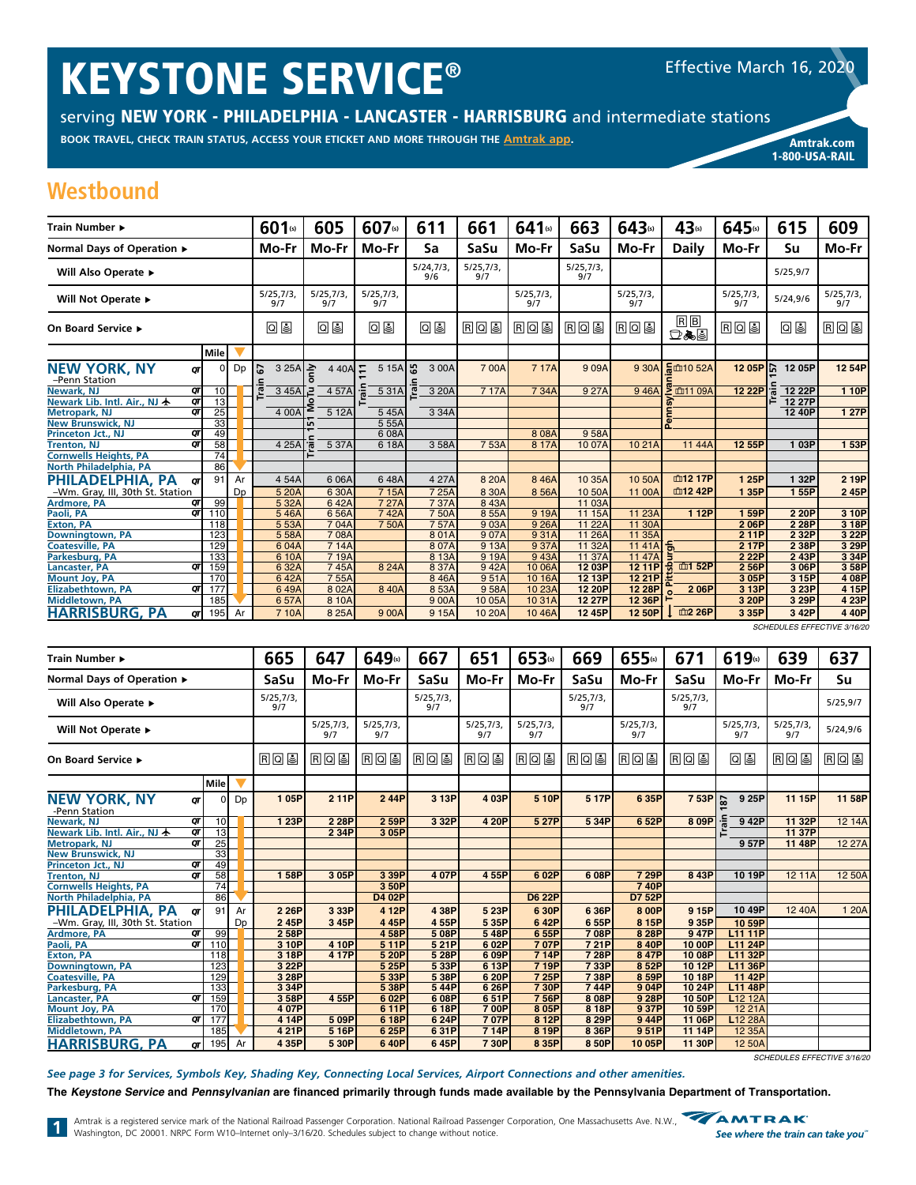# KEYSTONE SERVICE®

Effective March 16, 2020

serving **NEW YORK - PHILADELPHIA - LANCASTER - HARRISBURG** and intermediate stations

**BOOK TRAVEL, CHECK TRAIN STATUS, ACCESS YOUR ETICKET AND MORE THROUGH THE Amtrak app.**

**Amtrak.com**
**1-800-USA-RAIL**

## Westbound

| Train Number ▸ | Mile | | 601(s) | 605 | 607(s) | 611 | 661 | 641(s) | 663 | 643(s) | 43(s) | 645(s) | 615 | 609 |
|---|---|---|---|---|---|---|---|---|---|---|---|---|---|---|
| Normal Days of Operation ▸ | | | Mo-Fr | Mo-Fr | Mo-Fr | Sa | SaSu | Mo-Fr | SaSu | Mo-Fr | Daily | Mo-Fr | Su | Mo-Fr |
| Will Also Operate ▸ | | | | | | 5/24,7/3, 9/6 | 5/25,7/3, 9/7 | | 5/25,7/3, 9/7 | | | | 5/25,9/7 | |
| Will Not Operate ▸ | | | 5/25,7/3, 9/7 | 5/25,7/3, 9/7 | 5/25,7/3, 9/7 | | | 5/25,7/3, 9/7 | | 5/25,7/3, 9/7 | | 5/25,7/3, 9/7 | 5/24,9/6 | 5/25,7/3, 9/7 |
| On Board Service ▸ | | | Q Café | Q Café | Q Café | Q Café | R Q Café | R Q Café | R Q Café | R Q Café | R B Café | R Q Café | Q Café | R Q Café |
| **NEW YORK, NY** –Penn Station | 0 | Dp | Train 67 3 25A | Train 151 MoTu only 4 40A | Train 111 5 15A | Train 65 3 00A | 7 00A | 7 17A | 9 09A | 9 30A | Pennsylvanian 10 52A | 12 05P | Train 157 12 05P | 12 54P |
| Newark, NJ | 10 | | 3 45A | 4 57A | 5 31A | 3 20A | 7 17A | 7 34A | 9 27A | 9 46A | 11 09A | 12 22P | 12 22P | 1 10P |
| Newark Lib. Intl. Air., NJ | 13 | | | | | | | | | | | | 12 27P | |
| Metropark, NJ | 25 | | 4 00A | 5 12A | 5 45A | 3 34A | | | | | | | 12 40P | 1 27P |
| New Brunswick, NJ | 33 | | | | 5 55A | | | | | | | | | |
| Princeton Jct., NJ | 49 | | | | 6 08A | | | 8 08A | 9 58A | | | | | |
| Trenton, NJ | 58 | | 4 25A | 5 37A | 6 18A | 3 58A | 7 53A | 8 17A | 10 07A | 10 21A | 11 44A | 12 55P | 1 03P | 1 53P |
| Cornwells Heights, PA | 74 | | | | | | | | | | | | | |
| North Philadelphia, PA | 86 | | | | | | | | | | | | | |
| **PHILADELPHIA, PA** | 91 | Ar | 4 54A | 6 06A | 6 48A | 4 27A | 8 20A | 8 46A | 10 35A | 10 50A | 12 17P | 1 25P | 1 32P | 2 19P |
| –Wm. Gray, III, 30th St. Station | | Dp | 5 20A | 6 30A | 7 15A | 7 25A | 8 30A | 8 56A | 10 50A | 11 00A | 12 42P | 1 35P | 1 55P | 2 45P |
| Ardmore, PA | 99 | | 5 32A | 6 42A | 7 27A | 7 37A | 8 43A | | 11 03A | | | | | |
| Paoli, PA | 110 | | 5 46A | 6 56A | 7 42A | 7 50A | 8 55A | 9 19A | 11 15A | 11 23A | 1 12P | 1 59P | 2 20P | 3 10P |
| Exton, PA | 118 | | 5 53A | 7 04A | 7 50A | 7 57A | 9 03A | 9 26A | 11 22A | 11 30A | | 2 06P | 2 28P | 3 18P |
| Downingtown, PA | 123 | | 5 58A | 7 08A | | 8 01A | 9 07A | 9 31A | 11 26A | 11 35A | | 2 11P | 2 32P | 3 22P |
| Coatesville, PA | 129 | | 6 04A | 7 14A | | 8 07A | 9 13A | 9 37A | 11 32A | 11 41A | | 2 17P | 2 38P | 3 29P |
| Parkesburg, PA | 133 | | 6 10A | 7 19A | | 8 13A | 9 19A | 9 43A | 11 37A | 11 47A | | 2 22P | 2 43P | 3 34P |
| Lancaster, PA | 159 | | 6 32A | 7 45A | 8 24A | 8 37A | 9 42A | 10 06A | 12 03P | 12 11P | 1 52P | 2 56P | 3 06P | 3 58P |
| Mount Joy, PA | 170 | | 6 42A | 7 55A | | 8 46A | 9 51A | 10 16A | 12 13P | 12 21P | | 3 05P | 3 15P | 4 08P |
| Elizabethtown, PA | 177 | | 6 49A | 8 02A | 8 40A | 8 53A | 9 58A | 10 23A | 12 20P | 12 28P | 2 06P | 3 13P | 3 23P | 4 15P |
| Middletown, PA | 185 | | 6 57A | 8 10A | | 9 00A | 10 05A | 10 31A | 12 27P | 12 36P | | 3 20P | 3 29P | 4 23P |
| **HARRISBURG, PA** | 195 | Ar | 7 10A | 8 25A | 9 00A | 9 15A | 10 20A | 10 46A | 12 45P | 12 50P | 2 26P To Pittsburgh | 3 35P | 3 42P | 4 40P |

SCHEDULES EFFECTIVE 3/16/20

| Train Number ▸ | Mile | | 665 | 647 | 649(s) | 667 | 651 | 653(s) | 669 | 655(s) | 671 | 619(s) | 639 | 637 |
|---|---|---|---|---|---|---|---|---|---|---|---|---|---|---|
| Normal Days of Operation ▸ | | | SaSu | Mo-Fr | Mo-Fr | SaSu | Mo-Fr | Mo-Fr | SaSu | Mo-Fr | SaSu | Mo-Fr | Mo-Fr | Su |
| Will Also Operate ▸ | | | 5/25,7/3, 9/7 | | | 5/25,7/3, 9/7 | | | 5/25,7/3, 9/7 | | 5/25,7/3, 9/7 | | | 5/25,9/7 |
| Will Not Operate ▸ | | | | 5/25,7/3, 9/7 | 5/25,7/3, 9/7 | | 5/25,7/3, 9/7 | 5/25,7/3, 9/7 | | 5/25,7/3, 9/7 | | 5/25,7/3, 9/7 | 5/25,7/3, 9/7 | 5/24,9/6 |
| On Board Service ▸ | | | R Q Café | R Q Café | R Q Café | R Q Café | R Q Café | R Q Café | R Q Café | R Q Café | R Q Café | Q Café | R Q Café | R Q Café |
| **NEW YORK, NY** -Penn Station | 0 | Dp | 1 05P | 2 11P | 2 44P | 3 13P | 4 03P | 5 10P | 5 17P | 6 35P | 7 53P | Train 187 9 25P | 11 15P | 11 58P |
| Newark, NJ | 10 | | 1 23P | 2 28P | 2 59P | 3 32P | 4 20P | 5 27P | 5 34P | 6 52P | 8 09P | 9 42P | 11 32P | 12 14A |
| Newark Lib. Intl. Air., NJ | 13 | | | 2 34P | 3 05P | | | | | | | | 11 37P | |
| Metropark, NJ | 25 | | | | | | | | | | | 9 57P | 11 48P | 12 27A |
| New Brunswick, NJ | 33 | | | | | | | | | | | | | |
| Princeton Jct., NJ | 49 | | | | | | | | | | | | | |
| Trenton, NJ | 58 | | 1 58P | 3 05P | 3 39P | 4 07P | 4 55P | 6 02P | 6 08P | 7 29P | 8 43P | 10 19P | 12 11A | 12 50A |
| Cornwells Heights, PA | 74 | | | | 3 50P | | | | | 7 40P | | | | |
| North Philadelphia, PA | 86 | | | | D4 02P | | | D6 22P | | D7 52P | | | | |
| **PHILADELPHIA, PA** | 91 | Ar | 2 26P | 3 33P | 4 12P | 4 38P | 5 23P | 6 30P | 6 36P | 8 00P | 9 15P | 10 49P | 12 40A | 1 20A |
| –Wm. Gray, III, 30th St. Station | | Dp | 2 45P | 3 45P | 4 45P | 4 55P | 5 35P | 6 42P | 6 55P | 8 15P | 9 35P | 10 59P | | |
| Ardmore, PA | 99 | | 2 58P | | 4 58P | 5 08P | 5 48P | 6 55P | 7 08P | 8 28P | 9 47P | L11 11P | | |
| Paoli, PA | 110 | | 3 10P | 4 10P | 5 11P | 5 21P | 6 02P | 7 07P | 7 21P | 8 40P | 10 00P | L11 24P | | |
| Exton, PA | 118 | | 3 18P | 4 17P | 5 20P | 5 28P | 6 09P | 7 14P | 7 28P | 8 47P | 10 08P | L11 32P | | |
| Downingtown, PA | 123 | | 3 22P | | 5 25P | 5 33P | 6 13P | 7 19P | 7 33P | 8 52P | 10 12P | L11 36P | | |
| Coatesville, PA | 129 | | 3 28P | | 5 33P | 5 38P | 6 20P | 7 25P | 7 38P | 8 59P | 10 18P | 11 42P | | |
| Parkesburg, PA | 133 | | 3 34P | | 5 38P | 5 44P | 6 26P | 7 30P | 7 44P | 9 04P | 10 24P | L11 48P | | |
| Lancaster, PA | 159 | | 3 58P | 4 55P | 6 02P | 6 08P | 6 51P | 7 56P | 8 08P | 9 28P | 10 50P | L12 12A | | |
| Mount Joy, PA | 170 | | 4 07P | | 6 11P | 6 18P | 7 00P | 8 05P | 8 18P | 9 37P | 10 59P | 12 21A | | |
| Elizabethtown, PA | 177 | | 4 14P | 5 09P | 6 18P | 6 24P | 7 07P | 8 12P | 8 29P | 9 44P | 11 06P | L12 28A | | |
| Middletown, PA | 185 | | 4 21P | 5 16P | 6 25P | 6 31P | 7 14P | 8 19P | 8 36P | 9 51P | 11 14P | 12 35A | | |
| **HARRISBURG, PA** | 195 | Ar | 4 35P | 5 30P | 6 40P | 6 45P | 7 30P | 8 35P | 8 50P | 10 05P | 11 30P | 12 50A | | |

SCHEDULES EFFECTIVE 3/16/20

*See page 3 for Services, Symbols Key, Shading Key, Connecting Local Services, Airport Connections and other amenities.*

**The *Keystone Service* and *Pennsylvanian* are financed primarily through funds made available by the Pennsylvania Department of Transportation.**

Amtrak is a registered service mark of the National Railroad Passenger Corporation. National Railroad Passenger Corporation, One Massachusetts Ave. N.W., Washington, DC 20001. NRPC Form W10–Internet only–3/16/20. Schedules subject to change without notice.

AMTRAK — *See where the train can take you*™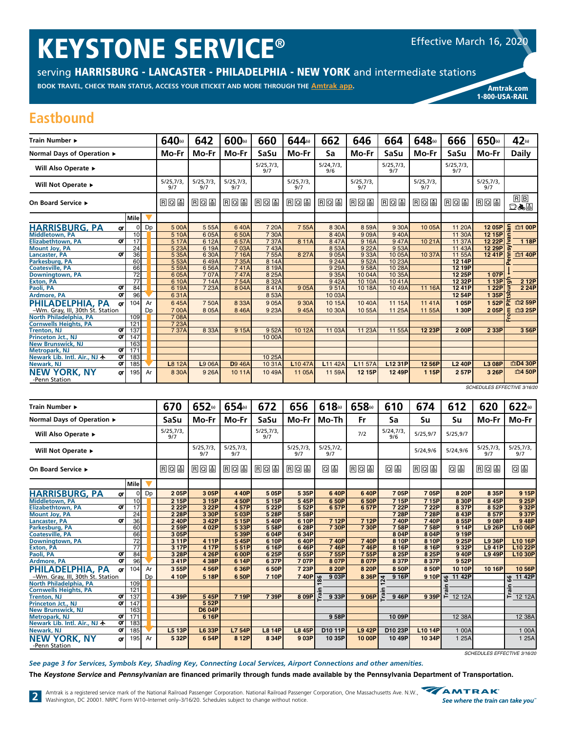# KEYSTONE SERVICE®

Effective March 16, 2020

serving **HARRISBURG - LANCASTER - PHILADELPHIA - NEW YORK** and intermediate stations

**BOOK TRAVEL, CHECK TRAIN STATUS, ACCESS YOUR ETICKET AND MORE THROUGH THE Amtrak app.**

**Amtrak.com**
**1-800-USA-RAIL**

## Eastbound

| Train Number ▸ | Mile | | 640 | 642 | 600 | 660 | 644 | 662 | 646 | 664 | 648 | 666 | 650 | 42 |
|---|---|---|---|---|---|---|---|---|---|---|---|---|---|---|
| Normal Days of Operation ▸ | | | Mo-Fr | Mo-Fr | Mo-Fr | SaSu | Mo-Fr | Sa | Mo-Fr | SaSu | Mo-Fr | SaSu | Mo-Fr | Daily |
| Will Also Operate ▸ | | | | | | 5/25,7/3, 9/7 | | 5/24,7/3, 9/6 | | 5/25,7/3, 9/7 | | 5/25,7/3, 9/7 | | |
| Will Not Operate ▸ | | | 5/25,7/3, 9/7 | 5/25,7/3, 9/7 | 5/25,7/3, 9/7 | | 5/25,7/3, 9/7 | | 5/25,7/3, 9/7 | | 5/25,7/3, 9/7 | | 5/25,7/3, 9/7 | |
| On Board Service ▸ | | | R Q | R Q | R Q | R Q | R Q | R Q | R Q | R Q | R Q | R Q | R Q | R B |
| **HARRISBURG, PA** | 0 | Dp | 5 00A | 5 55A | 6 40A | 7 20A | 7 55A | 8 30A | 8 59A | 9 30A | 10 05A | 11 20A | 12 05P | 1 00P |
| Middletown, PA | 10 | | 5 10A | 6 05A | 6 50A | 7 30A | | 8 40A | 9 09A | 9 40A | | 11 30A | 12 15P | |
| Elizabethtown, PA | 17 | | 5 17A | 6 12A | 6 57A | 7 37A | 8 11A | 8 47A | 9 16A | 9 47A | 10 21A | 11 37A | 12 22P | 1 18P |
| Mount Joy, PA | 24 | | 5 23A | 6 19A | 7 03A | 7 43A | | 8 53A | 9 22A | 9 53A | | 11 43A | 12 29P | |
| Lancaster, PA | 36 | | 5 35A | 6 30A | 7 16A | 7 55A | 8 27A | 9 05A | 9 33A | 10 05A | 10 37A | 11 55A | 12 41P | 1 40P |
| Parkesburg, PA | 60 | | 5 53A | 6 49A | 7 35A | 8 14A | | 9 24A | 9 52A | 10 23A | | 12 14P | | |
| Coatesville, PA | 66 | | 5 59A | 6 56A | 7 41A | 8 19A | | 9 29A | 9 58A | 10 28A | | 12 19P | | |
| Downingtown, PA | 72 | | 6 05A | 7 07A | 7 47A | 8 25A | | 9 35A | 10 04A | 10 35A | | 12 25P | 1 07P | |
| Exton, PA | 77 | | 6 10A | 7 14A | 7 54A | 8 32A | | 9 42A | 10 10A | 10 41A | | 12 32P | 1 13P | 2 12P |
| Paoli, PA | 84 | | 6 19A | 7 23A | 8 04A | 8 41A | 9 05A | 9 51A | 10 18A | 10 49A | 11 16A | 12 41P | 1 22P | 2 24P |
| Ardmore, PA | 96 | | 6 31A | | | 8 53A | | 10 03A | | | | 12 54P | 1 35P | |
| **PHILADELPHIA, PA** | 104 | Ar | 6 45A | 7 50A | 8 33A | 9 05A | 9 30A | 10 15A | 10 40A | 11 15A | 11 41A | 1 05P | 1 52P | 2 59P |
| –Wm. Gray, III, 30th St. Station | | Dp | 7 00A | 8 05A | 8 46A | 9 23A | 9 45A | 10 30A | 10 55A | 11 25A | 11 55A | 1 30P | 2 05P | 3 25P |
| North Philadelphia, PA | 109 | | 7 08A | | | | | | | | | | | |
| Cornwells Heights, PA | 121 | | 7 23A | | | | | | | | | | | |
| Trenton, NJ | 137 | | 7 37A | 8 33A | 9 15A | 9 52A | 10 12A | 11 03A | 11 23A | 11 55A | 12 23P | 2 00P | 2 33P | 3 56P |
| Princeton Jct., NJ | 147 | | | | | 10 00A | | | | | | | | |
| New Brunswick, NJ | 163 | | | | | | | | | | | | | |
| Metropark, NJ | 171 | | | | | | | | | | | | | |
| Newark Lib. Intl. Air., NJ | 183 | | | | | 10 25A | | | | | | | | |
| Newark, NJ | 185 | | L8 12A | L9 06A | D9 46A | 10 31A | L10 47A | L11 42A | L11 57A | L12 31P | 12 56P | L2 40P | L3 08P | D4 30P |
| **NEW YORK, NY** -Penn Station | 195 | Ar | 8 30A | 9 26A | 10 11A | 10 49A | 11 05A | 11 59A | 12 15P | 12 49P | 1 15P | 2 57P | 3 26P | 4 50P |

Train 42: From Pittsburgh — Pennsylvanian

SCHEDULES EFFECTIVE 3/16/20

| Train Number ▸ | Mile | | 670 | 652 | 654 | 672 | 656 | 618 | 658 | 610 | 674 | 612 | 620 | 622 |
|---|---|---|---|---|---|---|---|---|---|---|---|---|---|---|
| Normal Days of Operation ▸ | | | SaSu | Mo-Fr | Mo-Fr | SaSu | Mo-Fr | Mo-Th | Fr | Sa | Su | Su | Mo-Fr | Mo-Fr |
| Will Also Operate ▸ | | | 5/25,7/3, 9/7 | | | 5/25,7/3, 9/7 | | | 7/2 | 5/24,7/3, 9/6 | 5/25,9/7 | 5/25,9/7 | | |
| Will Not Operate ▸ | | | | 5/25,7/3, 9/7 | 5/25,7/3, 9/7 | | 5/25,7/3, 9/7 | 5/25,7/2, 9/7 | | | 5/24,9/6 | 5/24,9/6 | 5/25,7/3, 9/7 | 5/25,7/3, 9/7 |
| On Board Service ▸ | | | R Q | R Q | R Q | R Q | R Q | Q | R Q | Q | R Q | Q | R Q | Q |
| **HARRISBURG, PA** | 0 | Dp | 2 05P | 3 05P | 4 40P | 5 05P | 5 35P | 6 40P | 6 40P | 7 05P | 7 05P | 8 20P | 8 35P | 9 15P |
| Middletown, PA | 10 | | 2 15P | 3 15P | 4 50P | 5 15P | 5 45P | 6 50P | 6 50P | 7 15P | 7 15P | 8 30P | 8 45P | 9 25P |
| Elizabethtown, PA | 17 | | 2 22P | 3 22P | 4 57P | 5 22P | 5 52P | 6 57P | 6 57P | 7 22P | 7 22P | 8 37P | 8 52P | 9 32P |
| Mount Joy, PA | 24 | | 2 28P | 3 30P | 5 03P | 5 28P | 5 58P | | | 7 28P | 7 28P | 8 43P | 8 57P | 9 37P |
| Lancaster, PA | 36 | | 2 40P | 3 42P | 5 15P | 5 40P | 6 10P | 7 12P | 7 12P | 7 40P | 7 40P | 8 55P | 9 08P | 9 48P |
| Parkesburg, PA | 60 | | 2 59P | 4 02P | 5 33P | 5 58P | 6 28P | 7 30P | 7 30P | 7 58P | 7 58P | 9 14P | L9 26P | L10 06P |
| Coatesville, PA | 66 | | 3 05P | | 5 39P | 6 04P | 6 34P | | | 8 04P | 8 04P | 9 19P | | |
| Downingtown, PA | 72 | | 3 11P | 4 11P | 5 45P | 6 10P | 6 40P | 7 40P | 7 40P | 8 10P | 8 10P | 9 25P | L9 36P | L10 16P |
| Exton, PA | 77 | | 3 17P | 4 17P | 5 51P | 6 16P | 6 46P | 7 46P | 7 46P | 8 16P | 8 16P | 9 32P | L9 41P | L10 22P |
| Paoli, PA | 84 | | 3 28P | 4 26P | 6 00P | 6 25P | 6 55P | 7 55P | 7 55P | 8 25P | 8 25P | 9 40P | L9 49P | L10 30P |
| Ardmore, PA | 96 | | 3 41P | 4 38P | 6 14P | 6 37P | 7 07P | 8 07P | 8 07P | 8 37P | 8 37P | 9 52P | | |
| **PHILADELPHIA, PA** | 104 | Ar | 3 55P | 4 56P | 6 36P | 6 50P | 7 23P | 8 20P | 8 20P | 8 50P | 8 50P | 10 10P | 10 16P | 10 56P |
| –Wm. Gray, III, 30th St. Station | | Dp | 4 10P | 5 18P | 6 50P | 7 10P | 7 40P | Train 186 9 03P | 8 36P | Train 124 9 16P | 9 10P | Train 66 11 42P | | Train 66 11 42P |
| North Philadelphia, PA | 109 | | | | | | | | | | | | | |
| Cornwells Heights, PA | 121 | | | | | | | | | | | | | |
| Trenton, NJ | 137 | | 4 39P | 5 45P | 7 19P | 7 39P | 8 09P | 9 33P | 9 06P | 9 46P | 9 39P | 12 12A | | 12 12A |
| Princeton Jct., NJ | 147 | | | 5 52P | | | | | | | | | | |
| New Brunswick, NJ | 163 | | | D6 04P | | | | | | | | | | |
| Metropark, NJ | 171 | | | 6 16P | | | | 9 58P | | 10 09P | | 12 38A | | 12 38A |
| Newark Lib. Intl. Air., NJ | 183 | | | | | | | | | | | | | |
| Newark, NJ | 185 | | L5 13P | L6 33P | L7 54P | L8 14P | L8 45P | D10 11P | L9 42P | D10 23P | L10 14P | 1 00A | | 1 00A |
| **NEW YORK, NY** -Penn Station | 195 | Ar | 5 32P | 6 54P | 8 12P | 8 34P | 9 03P | 10 35P | 10 00P | 10 49P | 10 34P | 1 25A | | 1 25A |

SCHEDULES EFFECTIVE 3/16/20

*See page 3 for Services, Symbols Key, Shading Key, Connecting Local Services, Airport Connections and other amenities.*

**The *Keystone Service* and *Pennsylvanian* are financed primarily through funds made available by the Pennsylvania Department of Transportation.**

Amtrak is a registered service mark of the National Railroad Passenger Corporation. National Railroad Passenger Corporation, One Massachusetts Ave. N.W., Washington, DC 20001. NRPC Form W10–Internet only–3/16/20. Schedules subject to change without notice.

AMTRAK — See where the train can take you™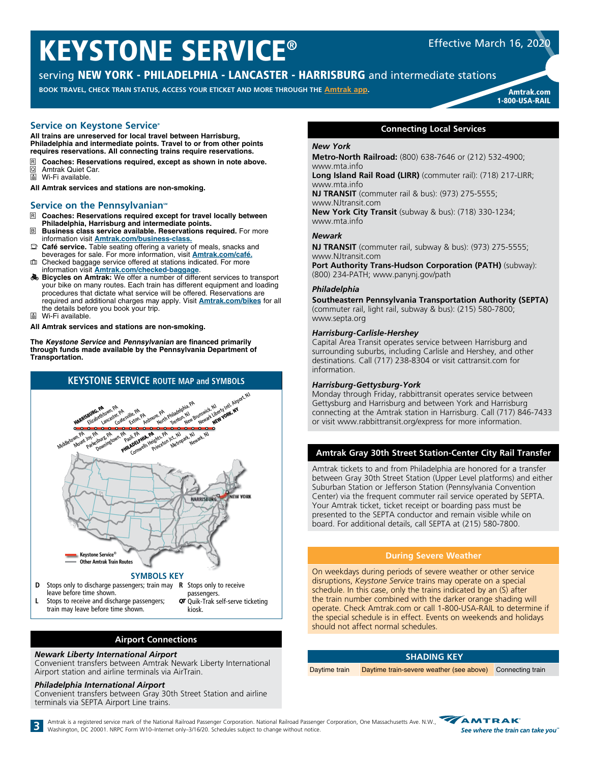# KEYSTONE SERVICE®

Effective March 16, 2020

serving **NEW YORK - PHILADELPHIA - LANCASTER - HARRISBURG** and intermediate stations

**BOOK TRAVEL, CHECK TRAIN STATUS, ACCESS YOUR ETICKET AND MORE THROUGH THE Amtrak app.**

**Amtrak.com**
**1-800-USA-RAIL**

## Service on Keystone Service®

**All trains are unreserved for local travel between Harrisburg, Philadelphia and intermediate points. Travel to or from other points requires reservations. All connecting trains require reservations.**

- R **Coaches: Reservations required, except as shown in note above.**
- Q Amtrak Quiet Car.
- Wi-Fi available.

**All Amtrak services and stations are non-smoking.**

## Service on the Pennsylvanian℠

- R **Coaches: Reservations required except for travel locally between Philadelphia, Harrisburg and intermediate points.**
- B **Business class service available. Reservations required.** For more information visit **Amtrak.com/business-class.**
- **Café service.** Table seating offering a variety of meals, snacks and beverages for sale. For more information, visit **Amtrak.com/café.**
- Checked baggage service offered at stations indicated. For more information visit **Amtrak.com/checked-baggage**.
- **Bicycles on Amtrak:** We offer a number of different services to transport your bike on many routes. Each train has different equipment and loading procedures that dictate what service will be offered. Reservations are required and additional charges may apply. Visit **Amtrak.com/bikes** for all the details before you book your trip.
- Wi-Fi available.

**All Amtrak services and stations are non-smoking.**

**The *Keystone Service* and *Pennsylvanian* are financed primarily through funds made available by the Pennsylvania Department of Transportation.**

## KEYSTONE SERVICE ROUTE MAP and SYMBOLS

HARRISBURG, PA
Middletown, PA
Elizabethtown, PA
Mount Joy, PA
Lancaster, PA
Parkesburg, PA
Coatesville, PA
Downingtown, PA
Exton, PA
Paoli, PA
Ardmore, PA
PHILADELPHIA, PA
North Philadelphia, PA
Cornwells Heights, PA
Trenton, NJ
Princeton Jct., NJ
New Brunswick, NJ
Metropark, NJ
Newark Liberty Intl. Airport, NJ
Newark, NJ
NEW YORK, NY

HARRISBURG
NEW YORK

Keystone Service®
Other Amtrak Train Routes

### SYMBOLS KEY

- **D** Stops only to discharge passengers; train may leave before time shown.
- **L** Stops to receive and discharge passengers; train may leave before time shown.
- **R** Stops only to receive passengers.
- **QT** Quik-Trak self-serve ticketing kiosk.

## Airport Connections

***Newark Liberty International Airport***
Convenient transfers between Amtrak Newark Liberty International Airport station and airline terminals via AirTrain.

***Philadelphia International Airport***
Convenient transfers between Gray 30th Street Station and airline terminals via SEPTA Airport Line trains.

## Connecting Local Services

***New York***

**Metro-North Railroad:** (800) 638-7646 or (212) 532-4900; www.mta.info
**Long Island Rail Road (LIRR)** (commuter rail): (718) 217-LIRR; www.mta.info
**NJ TRANSIT** (commuter rail & bus): (973) 275-5555; www.NJtransit.com
**New York City Transit** (subway & bus): (718) 330-1234; www.mta.info

***Newark***

**NJ TRANSIT** (commuter rail, subway & bus): (973) 275-5555; www.NJtransit.com
**Port Authority Trans-Hudson Corporation (PATH)** (subway): (800) 234-PATH; www.panynj.gov/path

***Philadelphia***

**Southeastern Pennsylvania Transportation Authority (SEPTA)** (commuter rail, light rail, subway & bus): (215) 580-7800; www.septa.org

***Harrisburg-Carlisle-Hershey***

Capital Area Transit operates service between Harrisburg and surrounding suburbs, including Carlisle and Hershey, and other destinations. Call (717) 238-8304 or visit cattransit.com for information.

***Harrisburg-Gettysburg-York***

Monday through Friday, rabbittransit operates service between Gettysburg and Harrisburg and between York and Harrisburg connecting at the Amtrak station in Harrisburg. Call (717) 846-7433 or visit www.rabbittransit.org/express for more information.

## Amtrak Gray 30th Street Station-Center City Rail Transfer

Amtrak tickets to and from Philadelphia are honored for a transfer between Gray 30th Street Station (Upper Level platforms) and either Suburban Station or Jefferson Station (Pennsylvania Convention Center) via the frequent commuter rail service operated by SEPTA. Your Amtrak ticket, ticket receipt or boarding pass must be presented to the SEPTA conductor and remain visible while on board. For additional details, call SEPTA at (215) 580-7800.

## During Severe Weather

On weekdays during periods of severe weather or other service disruptions, *Keystone Service* trains may operate on a special schedule. In this case, only the trains indicated by an (S) after the train number combined with the darker orange shading will operate. Check Amtrak.com or call 1-800-USA-RAIL to determine if the special schedule is in effect. Events on weekends and holidays should not affect normal schedules.

## SHADING KEY

| | | |
|---|---|---|
| Daytime train | Daytime train-severe weather (see above) | Connecting train |

Amtrak is a registered service mark of the National Railroad Passenger Corporation. National Railroad Passenger Corporation, One Massachusetts Ave. N.W., Washington, DC 20001. NRPC Form W10–Internet only–3/16/20. Schedules subject to change without notice.

AMTRAK
*See where the train can take you*™